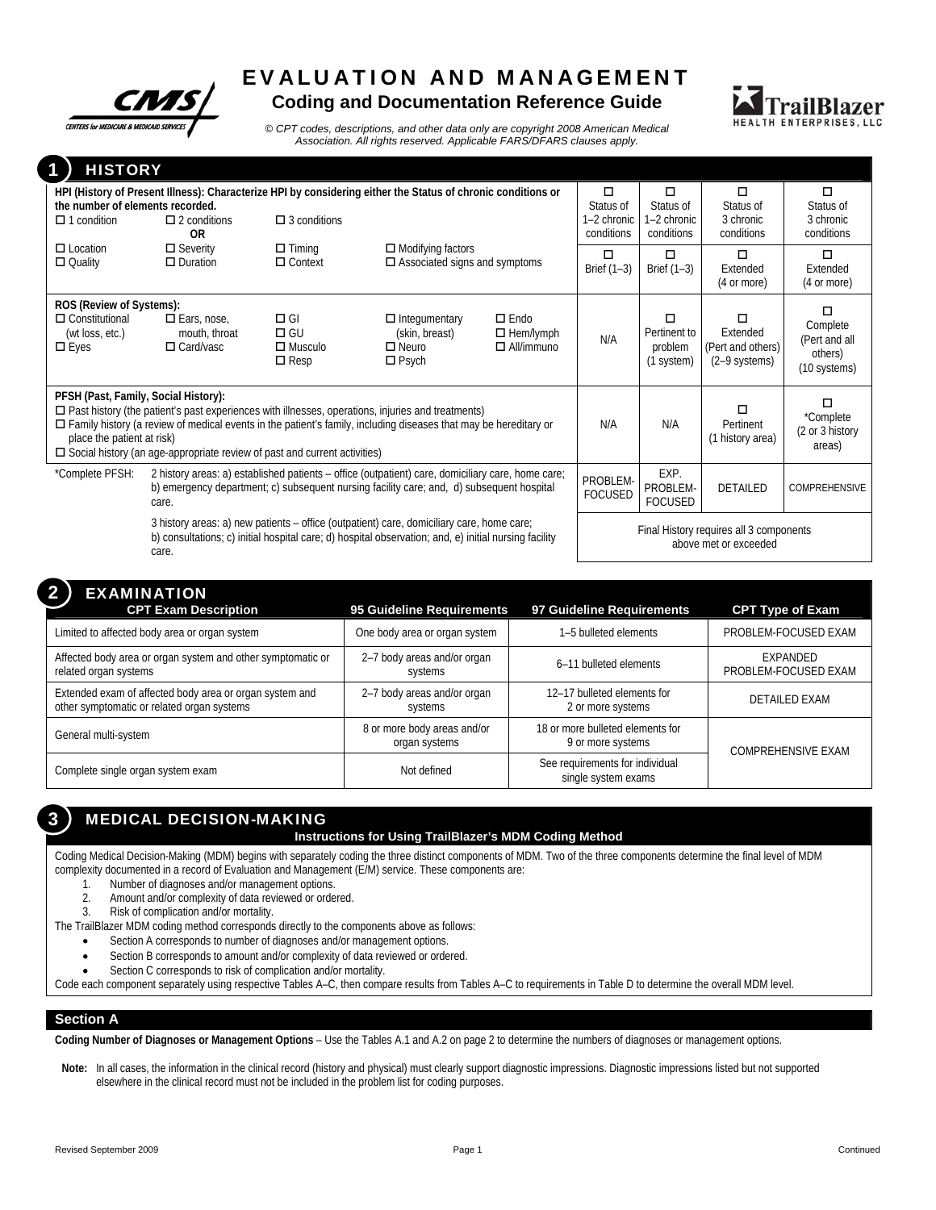# EVALUATION AND MANAGEMENT

## Coding and Documentation Reference Guide

*© CPT codes, descriptions, and other data only are copyright 2008 American Medical Association. All rights reserved. Applicable FARS/DFARS clauses apply.*

## 1 HISTORY

| | | | | | | | |
|---|---|---|---|---|---|---|---|
| **HPI (History of Present Illness): Characterize HPI by considering either the Status of chronic conditions or the number of elements recorded.** ☐ 1 condition ☐ 2 conditions ☐ 3 conditions **OR** | | | | ☐ Status of 1–2 chronic conditions | ☐ Status of 1–2 chronic conditions | ☐ Status of 3 chronic conditions | ☐ Status of 3 chronic conditions |
| ☐ Location ☐ Quality | ☐ Severity ☐ Duration | ☐ Timing ☐ Context | ☐ Modifying factors ☐ Associated signs and symptoms | ☐ Brief (1–3) | ☐ Brief (1–3) | ☐ Extended (4 or more) | ☐ Extended (4 or more) |
| **ROS (Review of Systems):** ☐ Constitutional (wt loss, etc.) ☐ Eyes | ☐ Ears, nose, mouth, throat ☐ Card/vasc | ☐ GI ☐ GU ☐ Musculo ☐ Resp | ☐ Integumentary (skin, breast) ☐ Neuro ☐ Psych ☐ Endo ☐ Hem/lymph ☐ All/immuno | N/A | ☐ Pertinent to problem (1 system) | ☐ Extended (Pert and others) (2–9 systems) | ☐ Complete (Pert and all others) (10 systems) |
| **PFSH (Past, Family, Social History):** ☐ Past history (the patient's past experiences with illnesses, operations, injuries and treatments) ☐ Family history (a review of medical events in the patient's family, including diseases that may be hereditary or place the patient at risk) ☐ Social history (an age-appropriate review of past and current activities) | | | | N/A | N/A | ☐ Pertinent (1 history area) | ☐ *Complete (2 or 3 history areas) |
| *Complete PFSH: | 2 history areas: a) established patients – office (outpatient) care, domiciliary care, home care; b) emergency department; c) subsequent nursing facility care; and, d) subsequent hospital care. | | | PROBLEM-FOCUSED | EXP. PROBLEM-FOCUSED | DETAILED | COMPREHENSIVE |
| | 3 history areas: a) new patients – office (outpatient) care, domiciliary care, home care; b) consultations; c) initial hospital care; d) hospital observation; and, e) initial nursing facility care. | | | Final History requires all 3 components above met or exceeded | | | |

## 2 EXAMINATION

| CPT Exam Description | 95 Guideline Requirements | 97 Guideline Requirements | CPT Type of Exam |
|---|---|---|---|
| Limited to affected body area or organ system | One body area or organ system | 1–5 bulleted elements | PROBLEM-FOCUSED EXAM |
| Affected body area or organ system and other symptomatic or related organ systems | 2–7 body areas and/or organ systems | 6–11 bulleted elements | EXPANDED PROBLEM-FOCUSED EXAM |
| Extended exam of affected body area or organ system and other symptomatic or related organ systems | 2–7 body areas and/or organ systems | 12–17 bulleted elements for 2 or more systems | DETAILED EXAM |
| General multi-system | 8 or more body areas and/or organ systems | 18 or more bulleted elements for 9 or more systems | COMPREHENSIVE EXAM |
| Complete single organ system exam | Not defined | See requirements for individual single system exams | COMPREHENSIVE EXAM |

## 3 MEDICAL DECISION-MAKING

### Instructions for Using TrailBlazer's MDM Coding Method

Coding Medical Decision-Making (MDM) begins with separately coding the three distinct components of MDM. Two of the three components determine the final level of MDM complexity documented in a record of Evaluation and Management (E/M) service. These components are:

1. Number of diagnoses and/or management options.
2. Amount and/or complexity of data reviewed or ordered.
3. Risk of complication and/or mortality.

The TrailBlazer MDM coding method corresponds directly to the components above as follows:

- Section A corresponds to number of diagnoses and/or management options.
- Section B corresponds to amount and/or complexity of data reviewed or ordered.
- Section C corresponds to risk of complication and/or mortality.

Code each component separately using respective Tables A–C, then compare results from Tables A–C to requirements in Table D to determine the overall MDM level.

### Section A

**Coding Number of Diagnoses or Management Options** – Use the Tables A.1 and A.2 on page 2 to determine the numbers of diagnoses or management options.

**Note:** In all cases, the information in the clinical record (history and physical) must clearly support diagnostic impressions. Diagnostic impressions listed but not supported elsewhere in the clinical record must not be included in the problem list for coding purposes.

Revised September 2009

Continued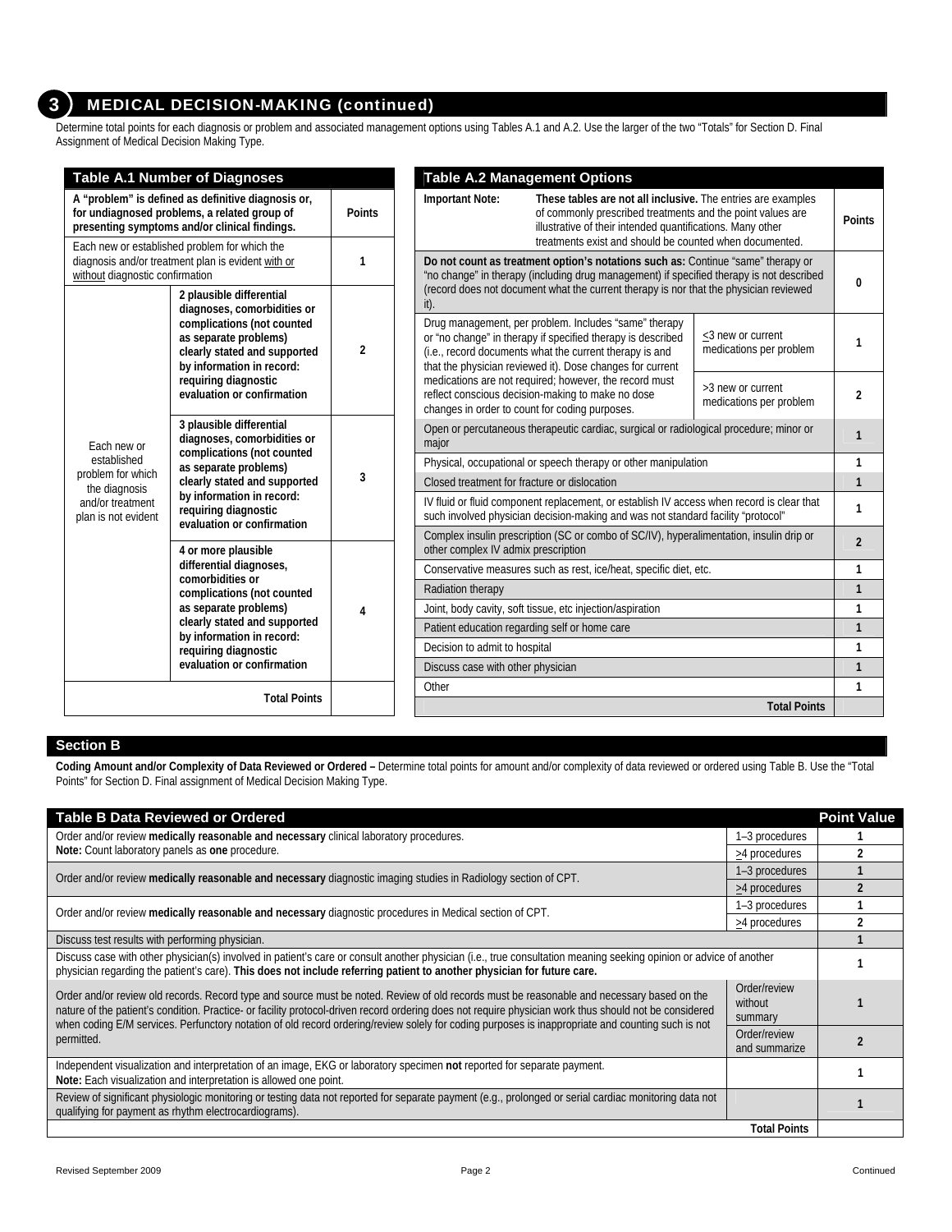## 3 MEDICAL DECISION-MAKING (continued)

Determine total points for each diagnosis or problem and associated management options using Tables A.1 and A.2. Use the larger of the two "Totals" for Section D. Final Assignment of Medical Decision Making Type.

### Table A.1 Number of Diagnoses

| **A "problem" is defined as definitive diagnosis or, for undiagnosed problems, a related group of presenting symptoms and/or clinical findings.** | | **Points** |
|---|---|---|
| Each new or established problem for which the diagnosis and/or treatment plan is evident with or without diagnostic confirmation | | 1 |
| Each new or established problem for which the diagnosis and/or treatment plan is not evident | **2 plausible differential diagnoses, comorbidities or complications (not counted as separate problems) clearly stated and supported by information in record: requiring diagnostic evaluation or confirmation** | 2 |
| | **3 plausible differential diagnoses, comorbidities or complications (not counted as separate problems) clearly stated and supported by information in record: requiring diagnostic evaluation or confirmation** | 3 |
| | **4 or more plausible differential diagnoses, comorbidities or complications (not counted as separate problems) clearly stated and supported by information in record: requiring diagnostic evaluation or confirmation** | 4 |
| **Total Points** | | |

### Table A.2 Management Options

| **Important Note:** **These tables are not all inclusive.** The entries are examples of commonly prescribed treatments and the point values are illustrative of their intended quantifications. Many other treatments exist and should be counted when documented. | | **Points** |
|---|---|---|
| **Do not count as treatment option's notations such as:** Continue "same" therapy or "no change" in therapy (including drug management) if specified therapy is not described (record does not document what the current therapy is nor that the physician reviewed it). | | 0 |
| Drug management, per problem. Includes "same" therapy or "no change" in therapy if specified therapy is described (i.e., record documents what the current therapy is and that the physician reviewed it). Dose changes for current medications are not required; however, the record must reflect conscious decision-making to make no dose changes in order to count for coding purposes. | ≤3 new or current medications per problem | 1 |
| | >3 new or current medications per problem | 2 |
| Open or percutaneous therapeutic cardiac, surgical or radiological procedure; minor or major | | 1 |
| Physical, occupational or speech therapy or other manipulation | | 1 |
| Closed treatment for fracture or dislocation | | 1 |
| IV fluid or fluid component replacement, or establish IV access when record is clear that such involved physician decision-making and was not standard facility "protocol" | | 1 |
| Complex insulin prescription (SC or combo of SC/IV), hyperalimentation, insulin drip or other complex IV admix prescription | | 2 |
| Conservative measures such as rest, ice/heat, specific diet, etc. | | 1 |
| Radiation therapy | | 1 |
| Joint, body cavity, soft tissue, etc injection/aspiration | | 1 |
| Patient education regarding self or home care | | 1 |
| Decision to admit to hospital | | 1 |
| Discuss case with other physician | | 1 |
| Other | | 1 |
| **Total Points** | | |

## Section B

**Coding Amount and/or Complexity of Data Reviewed or Ordered –** Determine total points for amount and/or complexity of data reviewed or ordered using Table B. Use the "Total Points" for Section D. Final assignment of Medical Decision Making Type.

### Table B Data Reviewed or Ordered

| | | **Point Value** |
|---|---|---|
| Order and/or review **medically reasonable and necessary** clinical laboratory procedures. **Note:** Count laboratory panels as **one** procedure. | 1–3 procedures | 1 |
| | ≥4 procedures | 2 |
| Order and/or review **medically reasonable and necessary** diagnostic imaging studies in Radiology section of CPT. | 1–3 procedures | 1 |
| | ≥4 procedures | 2 |
| Order and/or review **medically reasonable and necessary** diagnostic procedures in Medical section of CPT. | 1–3 procedures | 1 |
| | ≥4 procedures | 2 |
| Discuss test results with performing physician. | | 1 |
| Discuss case with other physician(s) involved in patient's care or consult another physician (i.e., true consultation meaning seeking opinion or advice of another physician regarding the patient's care). **This does not include referring patient to another physician for future care.** | | 1 |
| Order and/or review old records. Record type and source must be noted. Review of old records must be reasonable and necessary based on the nature of the patient's condition. Practice- or facility protocol-driven record ordering does not require physician work thus should not be considered when coding E/M services. Perfunctory notation of old record ordering/review solely for coding purposes is inappropriate and counting such is not permitted. | Order/review without summary | 1 |
| | Order/review and summarize | 2 |
| Independent visualization and interpretation of an image, EKG or laboratory specimen **not** reported for separate payment. **Note:** Each visualization and interpretation is allowed one point. | | 1 |
| Review of significant physiologic monitoring or testing data not reported for separate payment (e.g., prolonged or serial cardiac monitoring data not qualifying for payment as rhythm electrocardiograms). | | 1 |
| | **Total Points** | |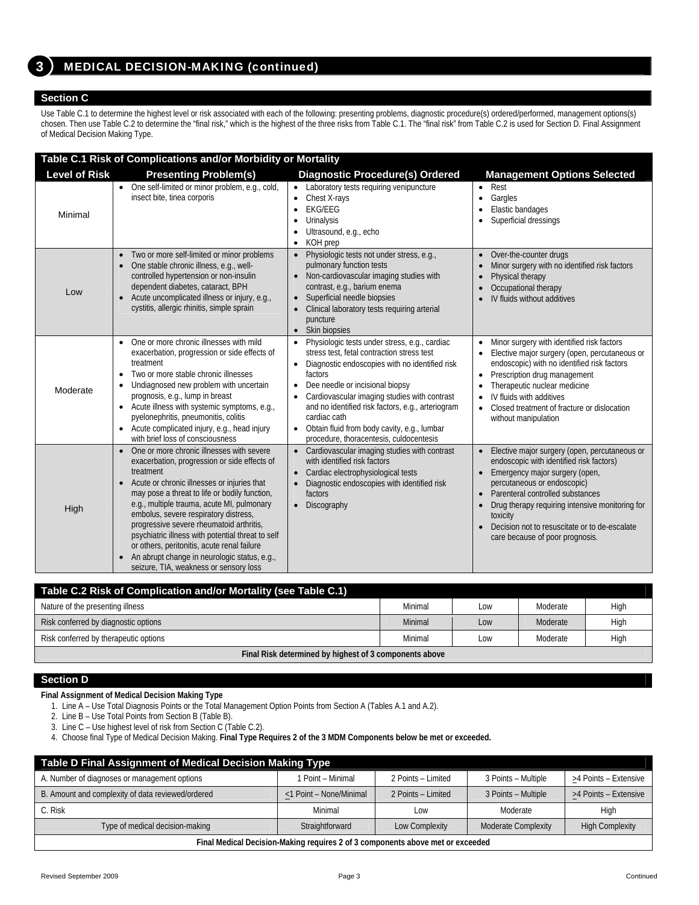## 3 MEDICAL DECISION-MAKING (continued)

### Section C

Use Table C.1 to determine the highest level or risk associated with each of the following: presenting problems, diagnostic procedure(s) ordered/performed, management options(s) chosen. Then use Table C.2 to determine the "final risk," which is the highest of the three risks from Table C.1. The "final risk" from Table C.2 is used for Section D. Final Assignment of Medical Decision Making Type.

**Table C.1 Risk of Complications and/or Morbidity or Mortality**

| Level of Risk | Presenting Problem(s) | Diagnostic Procedure(s) Ordered | Management Options Selected |
|---|---|---|---|
| Minimal | • One self-limited or minor problem, e.g., cold, insect bite, tinea corporis | • Laboratory tests requiring venipuncture<br>• Chest X-rays<br>• EKG/EEG<br>• Urinalysis<br>• Ultrasound, e.g., echo<br>• KOH prep | • Rest<br>• Gargles<br>• Elastic bandages<br>• Superficial dressings |
| Low | • Two or more self-limited or minor problems<br>• One stable chronic illness, e.g., well-controlled hypertension or non-insulin dependent diabetes, cataract, BPH<br>• Acute uncomplicated illness or injury, e.g., cystitis, allergic rhinitis, simple sprain | • Physiologic tests not under stress, e.g., pulmonary function tests<br>• Non-cardiovascular imaging studies with contrast, e.g., barium enema<br>• Superficial needle biopsies<br>• Clinical laboratory tests requiring arterial puncture<br>• Skin biopsies | • Over-the-counter drugs<br>• Minor surgery with no identified risk factors<br>• Physical therapy<br>• Occupational therapy<br>• IV fluids without additives |
| Moderate | • One or more chronic illnesses with mild exacerbation, progression or side effects of treatment<br>• Two or more stable chronic illnesses<br>• Undiagnosed new problem with uncertain prognosis, e.g., lump in breast<br>• Acute illness with systemic symptoms, e.g., pyelonephritis, pneumonitis, colitis<br>• Acute complicated injury, e.g., head injury with brief loss of consciousness | • Physiologic tests under stress, e.g., cardiac stress test, fetal contraction stress test<br>• Diagnostic endoscopies with no identified risk factors<br>• Dee needle or incisional biopsy<br>• Cardiovascular imaging studies with contrast and no identified risk factors, e.g., arteriogram cardiac cath<br>• Obtain fluid from body cavity, e.g., lumbar procedure, thoracentesis, culdocentesis | • Minor surgery with identified risk factors<br>• Elective major surgery (open, percutaneous or endoscopic) with no identified risk factors<br>• Prescription drug management<br>• Therapeutic nuclear medicine<br>• IV fluids with additives<br>• Closed treatment of fracture or dislocation without manipulation |
| High | • One or more chronic illnesses with severe exacerbation, progression or side effects of treatment<br>• Acute or chronic illnesses or injuries that may pose a threat to life or bodily function, e.g., multiple trauma, acute MI, pulmonary embolus, severe respiratory distress, progressive severe rheumatoid arthritis, psychiatric illness with potential threat to self or others, peritonitis, acute renal failure<br>• An abrupt change in neurologic status, e.g., seizure, TIA, weakness or sensory loss | • Cardiovascular imaging studies with contrast with identified risk factors<br>• Cardiac electrophysiological tests<br>• Diagnostic endoscopies with identified risk factors<br>• Discography | • Elective major surgery (open, percutaneous or endoscopic with identified risk factors)<br>• Emergency major surgery (open, percutaneous or endoscopic)<br>• Parenteral controlled substances<br>• Drug therapy requiring intensive monitoring for toxicity<br>• Decision not to resuscitate or to de-escalate care because of poor prognosis. |

**Table C.2 Risk of Complication and/or Mortality (see Table C.1)**

| | | | | |
|---|---|---|---|---|
| Nature of the presenting illness | Minimal | Low | Moderate | High |
| Risk conferred by diagnostic options | Minimal | Low | Moderate | High |
| Risk conferred by therapeutic options | Minimal | Low | Moderate | High |
| **Final Risk determined by highest of 3 components above** | | | | |

### Section D

**Final Assignment of Medical Decision Making Type**

1. Line A – Use Total Diagnosis Points or the Total Management Option Points from Section A (Tables A.1 and A.2).
2. Line B – Use Total Points from Section B (Table B).
3. Line C – Use highest level of risk from Section C (Table C.2).
4. Choose final Type of Medical Decision Making. **Final Type Requires 2 of the 3 MDM Components below be met or exceeded.**

**Table D Final Assignment of Medical Decision Making Type**

| | | | | |
|---|---|---|---|---|
| A. Number of diagnoses or management options | 1 Point – Minimal | 2 Points – Limited | 3 Points – Multiple | ≥4 Points – Extensive |
| B. Amount and complexity of data reviewed/ordered | ≤1 Point – None/Minimal | 2 Points – Limited | 3 Points – Multiple | ≥4 Points – Extensive |
| C. Risk | Minimal | Low | Moderate | High |
| Type of medical decision-making | Straightforward | Low Complexity | Moderate Complexity | High Complexity |
| **Final Medical Decision-Making requires 2 of 3 components above met or exceeded** | | | | |

Revised September 2009

Continued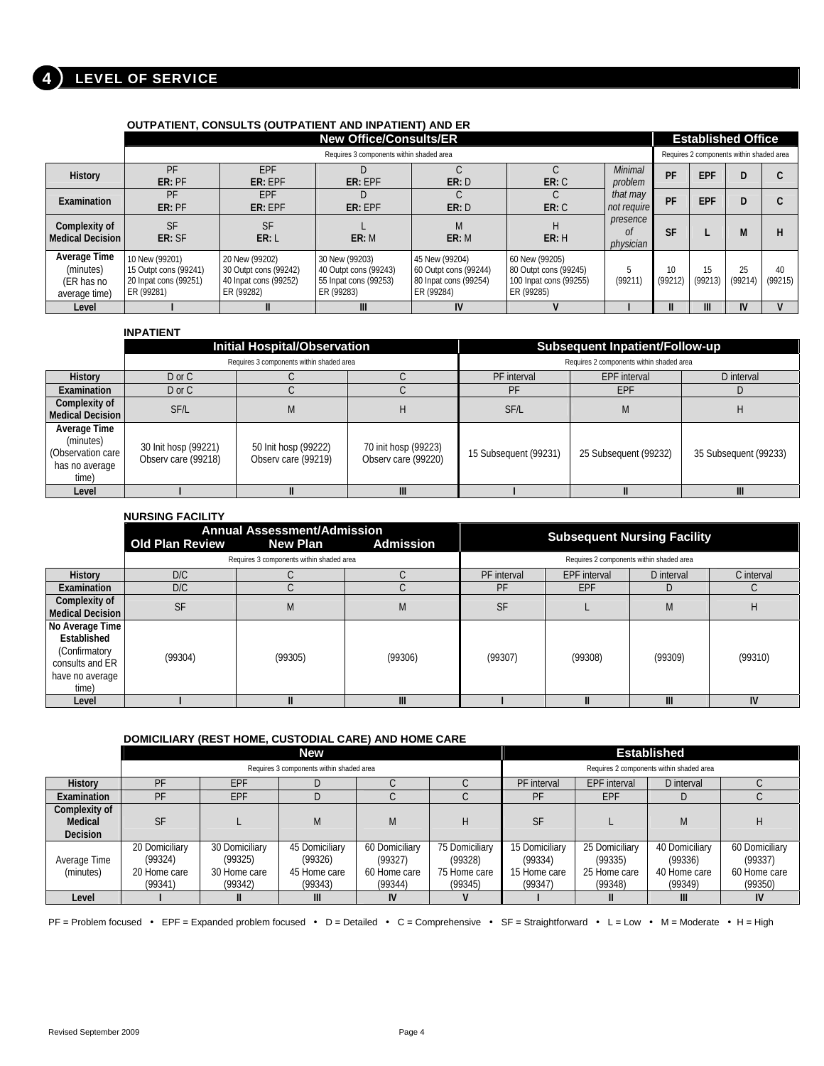## 4 LEVEL OF SERVICE

### OUTPATIENT, CONSULTS (OUTPATIENT AND INPATIENT) AND ER

| | New Office/Consults/ER | | | | | | Established Office | | | |
|---|---|---|---|---|---|---|---|---|---|---|
| | Requires 3 components within shaded area | | | | | | Requires 2 components within shaded area | | | |
| **History** | PF **ER:** PF | EPF **ER:** EPF | D **ER:** EPF | C **ER:** D | C **ER:** C | *Minimal problem that may not require presence of physician* | **PF** | **EPF** | **D** | **C** |
| **Examination** | PF **ER:** PF | EPF **ER:** EPF | D **ER:** EPF | C **ER:** D | C **ER:** C | | **PF** | **EPF** | **D** | **C** |
| **Complexity of Medical Decision** | SF **ER:** SF | SF **ER:** L | L **ER:** M | M **ER:** M | H **ER:** H | | **SF** | **L** | **M** | **H** |
| **Average Time** (minutes) (ER has no average time) | 10 New (99201) 15 Outpt cons (99241) 20 Inpat cons (99251) ER (99281) | 20 New (99202) 30 Outpt cons (99242) 40 Inpat cons (99252) ER (99282) | 30 New (99203) 40 Outpt cons (99243) 55 Inpat cons (99253) ER (99283) | 45 New (99204) 60 Outpt cons (99244) 80 Inpat cons (99254) ER (99284) | 60 New (99205) 80 Outpt cons (99245) 100 Inpat cons (99255) ER (99285) | 5 (99211) | 10 (99212) | 15 (99213) | 25 (99214) | 40 (99215) |
| **Level** | **I** | **II** | **III** | **IV** | **V** | **I** | **II** | **III** | **IV** | **V** |

### INPATIENT

| | Initial Hospital/Observation | | | Subsequent Inpatient/Follow-up | | |
|---|---|---|---|---|---|---|
| | Requires 3 components within shaded area | | | Requires 2 components within shaded area | | |
| **History** | D or C | C | C | PF interval | EPF interval | D interval |
| **Examination** | D or C | C | C | PF | EPF | D |
| **Complexity of Medical Decision** | SF/L | M | H | SF/L | M | H |
| **Average Time** (minutes) (Observation care has no average time) | 30 Init hosp (99221) Observ care (99218) | 50 Init hosp (99222) Observ care (99219) | 70 init hosp (99223) Observ care (99220) | 15 Subsequent (99231) | 25 Subsequent (99232) | 35 Subsequent (99233) |
| **Level** | **I** | **II** | **III** | **I** | **II** | **III** |

### NURSING FACILITY

| | Annual Assessment/Admission | | | Subsequent Nursing Facility | | | |
|---|---|---|---|---|---|---|---|
| | Old Plan Review | New Plan | Admission | | | | |
| | Requires 3 components within shaded area | | | Requires 2 components within shaded area | | | |
| **History** | D/C | C | C | PF interval | EPF interval | D interval | C interval |
| **Examination** | D/C | C | C | PF | EPF | D | C |
| **Complexity of Medical Decision** | SF | M | M | SF | L | M | H |
| **No Average Time Established** (Confirmatory consults and ER have no average time) | (99304) | (99305) | (99306) | (99307) | (99308) | (99309) | (99310) |
| **Level** | **I** | **II** | **III** | **I** | **II** | **III** | **IV** |

### DOMICILIARY (REST HOME, CUSTODIAL CARE) AND HOME CARE

| | New | | | | | Established | | | |
|---|---|---|---|---|---|---|---|---|---|
| | Requires 3 components within shaded area | | | | | Requires 2 components within shaded area | | | |
| **History** | PF | EPF | D | C | C | PF interval | EPF interval | D interval | C |
| **Examination** | PF | EPF | D | C | C | PF | EPF | D | C |
| **Complexity of Medical Decision** | SF | L | M | M | H | SF | L | M | H |
| Average Time (minutes) | 20 Domiciliary (99324) 20 Home care (99341) | 30 Domiciliary (99325) 30 Home care (99342) | 45 Domiciliary (99326) 45 Home care (99343) | 60 Domiciliary (99327) 60 Home care (99344) | 75 Domiciliary (99328) 75 Home care (99345) | 15 Domiciliary (99334) 15 Home care (99347) | 25 Domiciliary (99335) 25 Home care (99348) | 40 Domiciliary (99336) 40 Home care (99349) | 60 Domiciliary (99337) 60 Home care (99350) |
| **Level** | **I** | **II** | **III** | **IV** | **V** | **I** | **II** | **III** | **IV** |

PF = Problem focused • EPF = Expanded problem focused • D = Detailed • C = Comprehensive • SF = Straightforward • L = Low • M = Moderate • H = High

Revised September 2009